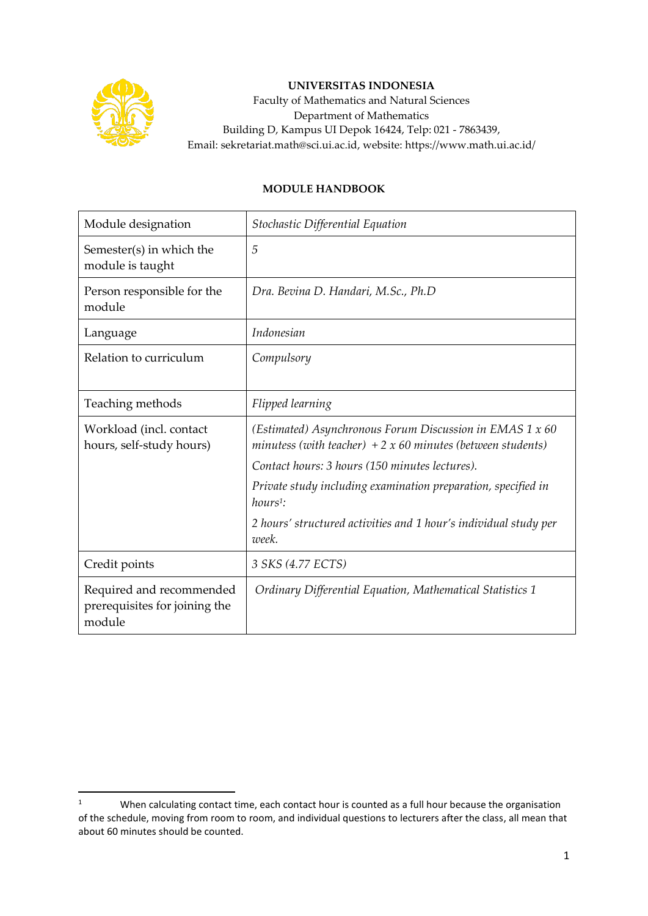**UNIVERSITAS INDONESIA**
Faculty of Mathematics and Natural Sciences
Department of Mathematics
Building D, Kampus UI Depok 16424, Telp: 021 - 7863439,
Email: sekretariat.math@sci.ui.ac.id, website: https://www.math.ui.ac.id/

## MODULE HANDBOOK

| Module designation | *Stochastic Differential Equation* |
|---|---|
| Semester(s) in which the module is taught | *5* |
| Person responsible for the module | *Dra. Bevina D. Handari, M.Sc., Ph.D* |
| Language | *Indonesian* |
| Relation to curriculum | *Compulsory* |
| Teaching methods | *Flipped learning* |
| Workload (incl. contact hours, self-study hours) | *(Estimated) Asynchronous Forum Discussion in EMAS 1 x 60 minutess (with teacher) + 2 x 60 minutes (between students)*<br>*Contact hours: 3 hours (150 minutes lectures).*<br>*Private study including examination preparation, specified in hours[1]:*<br>*2 hours' structured activities and 1 hour's individual study per week.* |
| Credit points | *3 SKS (4.77 ECTS)* |
| Required and recommended prerequisites for joining the module | *Ordinary Differential Equation, Mathematical Statistics 1* |

[1] When calculating contact time, each contact hour is counted as a full hour because the organisation of the schedule, moving from room to room, and individual questions to lecturers after the class, all mean that about 60 minutes should be counted.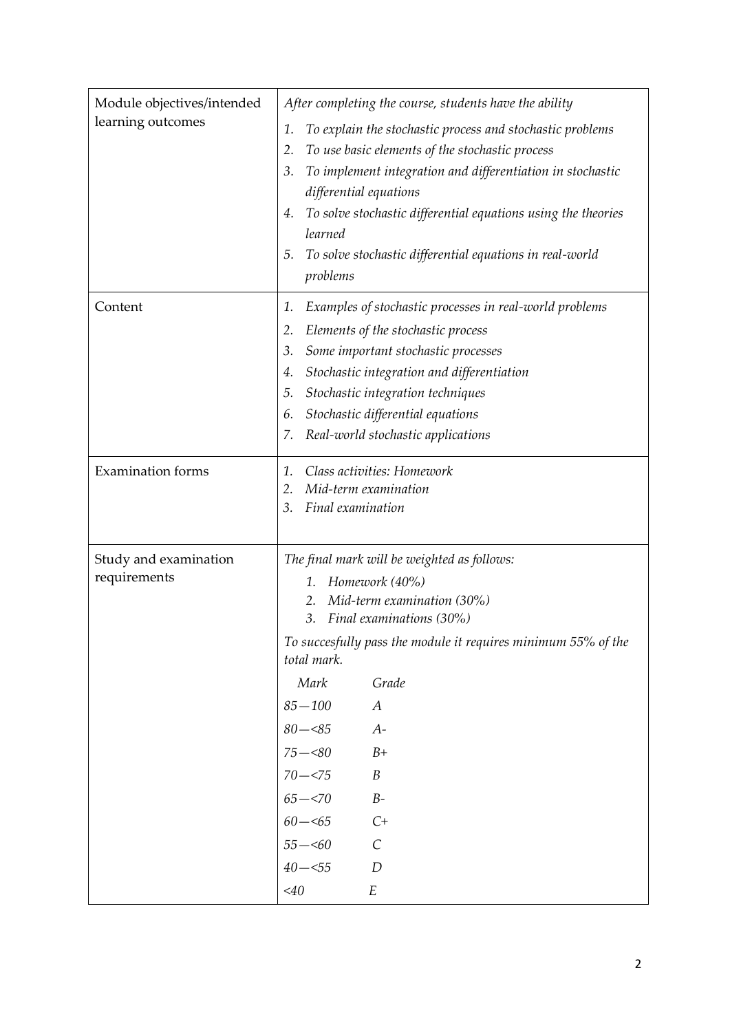| | |
|---|---|
| Module objectives/intended learning outcomes | *After completing the course, students have the ability*<br>1. *To explain the stochastic process and stochastic problems*<br>2. *To use basic elements of the stochastic process*<br>3. *To implement integration and differentiation in stochastic differential equations*<br>4. *To solve stochastic differential equations using the theories learned*<br>5. *To solve stochastic differential equations in real-world problems* |
| Content | 1. *Examples of stochastic processes in real-world problems*<br>2. *Elements of the stochastic process*<br>3. *Some important stochastic processes*<br>4. *Stochastic integration and differentiation*<br>5. *Stochastic integration techniques*<br>6. *Stochastic differential equations*<br>7. *Real-world stochastic applications* |
| Examination forms | 1. *Class activities: Homework*<br>2. *Mid-term examination*<br>3. *Final examination* |
| Study and examination requirements | *The final mark will be weighted as follows:*<br>1. *Homework (40%)*<br>2. *Mid-term examination (30%)*<br>3. *Final examinations (30%)*<br><br>*To succesfully pass the module it requires minimum 55% of the total mark.*<br><br>*Mark* — *Grade*<br>*85—100* — *A*<br>*80—<85* — *A-*<br>*75—<80* — *B+*<br>*70—<75* — *B*<br>*65—<70* — *B-*<br>*60—<65* — *C+*<br>*55—<60* — *C*<br>*40—<55* — *D*<br>*<40* — *E* |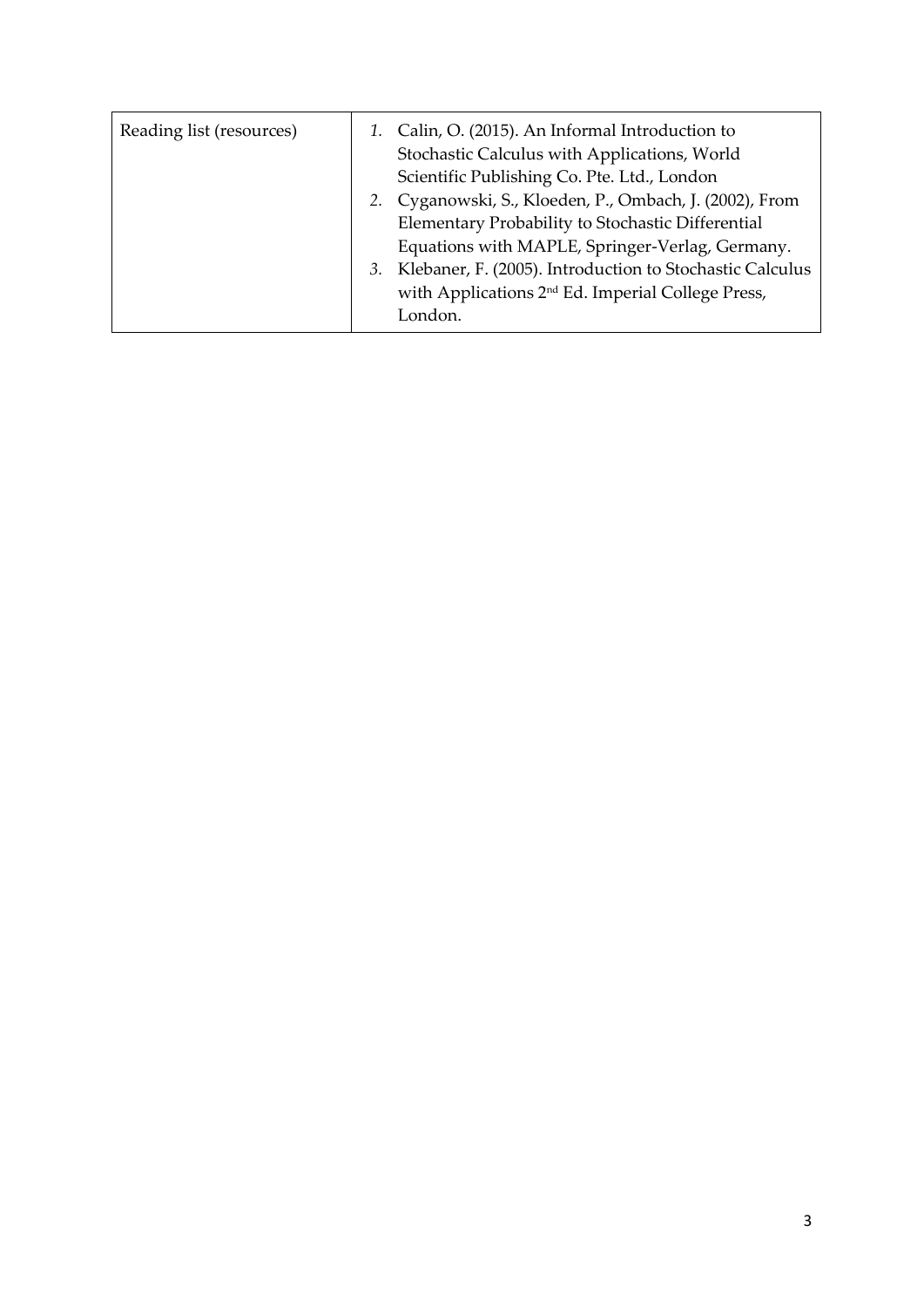| | |
|---|---|
| Reading list (resources) | 1. Calin, O. (2015). An Informal Introduction to Stochastic Calculus with Applications, World Scientific Publishing Co. Pte. Ltd., London<br>2. Cyganowski, S., Kloeden, P., Ombach, J. (2002), From Elementary Probability to Stochastic Differential Equations with MAPLE, Springer-Verlag, Germany.<br>3. Klebaner, F. (2005). Introduction to Stochastic Calculus with Applications 2nd Ed. Imperial College Press, London. |